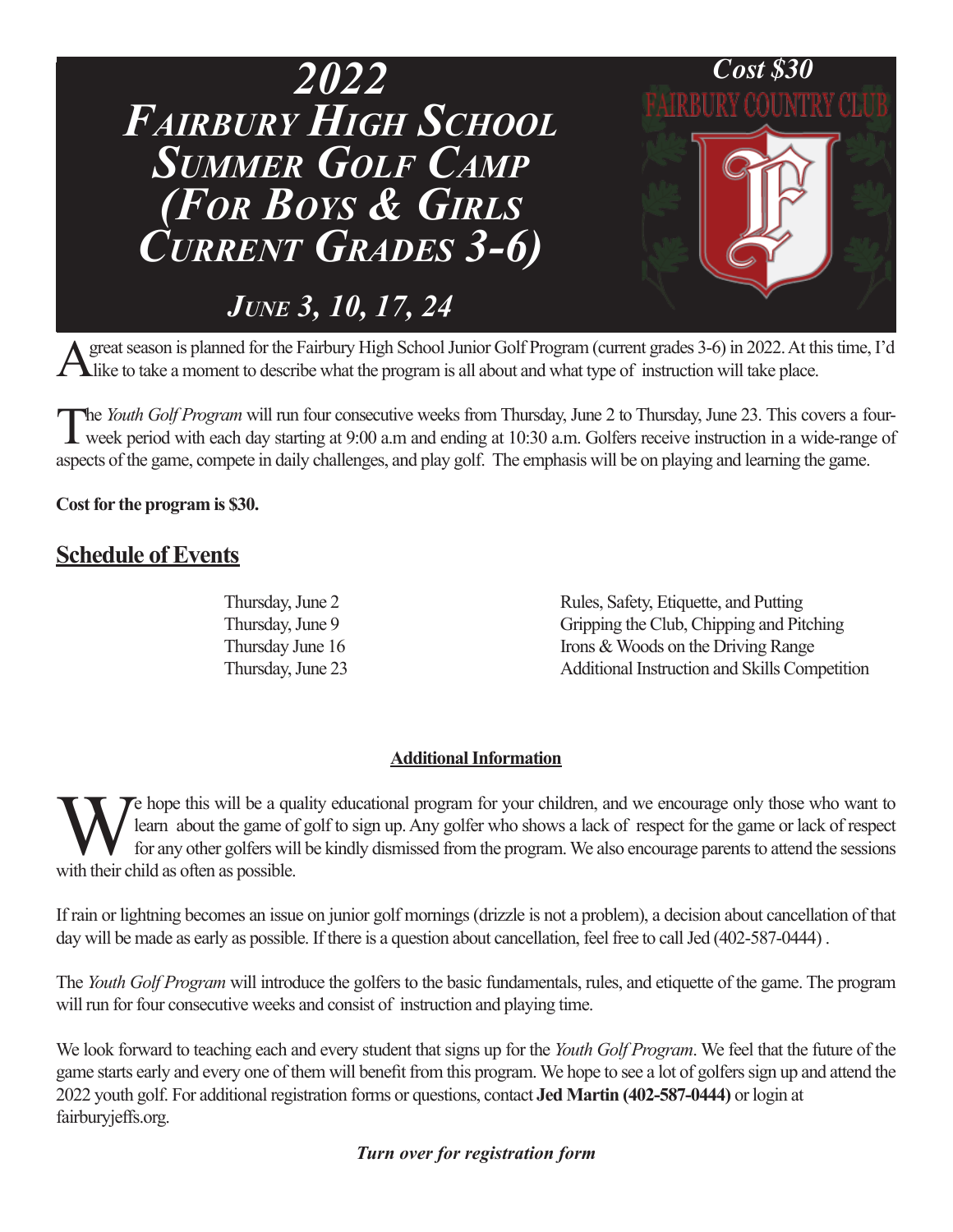# 2022 Fairbury High School Summer Golf Camp (For Boys & Girls Current Grades 3-6)

**Cost $30**

FAIRBURY COUNTRY CLUB

## *June 3, 10, 17, 24*

A great season is planned for the Fairbury High School Junior Golf Program (current grades 3-6) in 2022. At this time, I'd like to take a moment to describe what the program is all about and what type of instruction will take place.

The *Youth Golf Program* will run four consecutive weeks from Thursday, June 2 to Thursday, June 23. This covers a four-week period with each day starting at 9:00 a.m and ending at 10:30 a.m. Golfers receive instruction in a wide-range of aspects of the game, compete in daily challenges, and play golf. The emphasis will be on playing and learning the game.

**Cost for the program is $30.**

## Schedule of Events

| | |
|---|---|
| Thursday, June 2 | Rules, Safety, Etiquette, and Putting |
| Thursday, June 9 | Gripping the Club, Chipping and Pitching |
| Thursday June 16 | Irons & Woods on the Driving Range |
| Thursday, June 23 | Additional Instruction and Skills Competition |

### Additional Information

We hope this will be a quality educational program for your children, and we encourage only those who want to learn about the game of golf to sign up. Any golfer who shows a lack of respect for the game or lack of respect for any other golfers will be kindly dismissed from the program. We also encourage parents to attend the sessions with their child as often as possible.

If rain or lightning becomes an issue on junior golf mornings (drizzle is not a problem), a decision about cancellation of that day will be made as early as possible. If there is a question about cancellation, feel free to call Jed (402-587-0444) .

The *Youth Golf Program* will introduce the golfers to the basic fundamentals, rules, and etiquette of the game. The program will run for four consecutive weeks and consist of instruction and playing time.

We look forward to teaching each and every student that signs up for the *Youth Golf Program*. We feel that the future of the game starts early and every one of them will benefit from this program. We hope to see a lot of golfers sign up and attend the 2022 youth golf. For additional registration forms or questions, contact **Jed Martin (402-587-0444)** or login at fairburyjeffs.org.

***Turn over for registration form***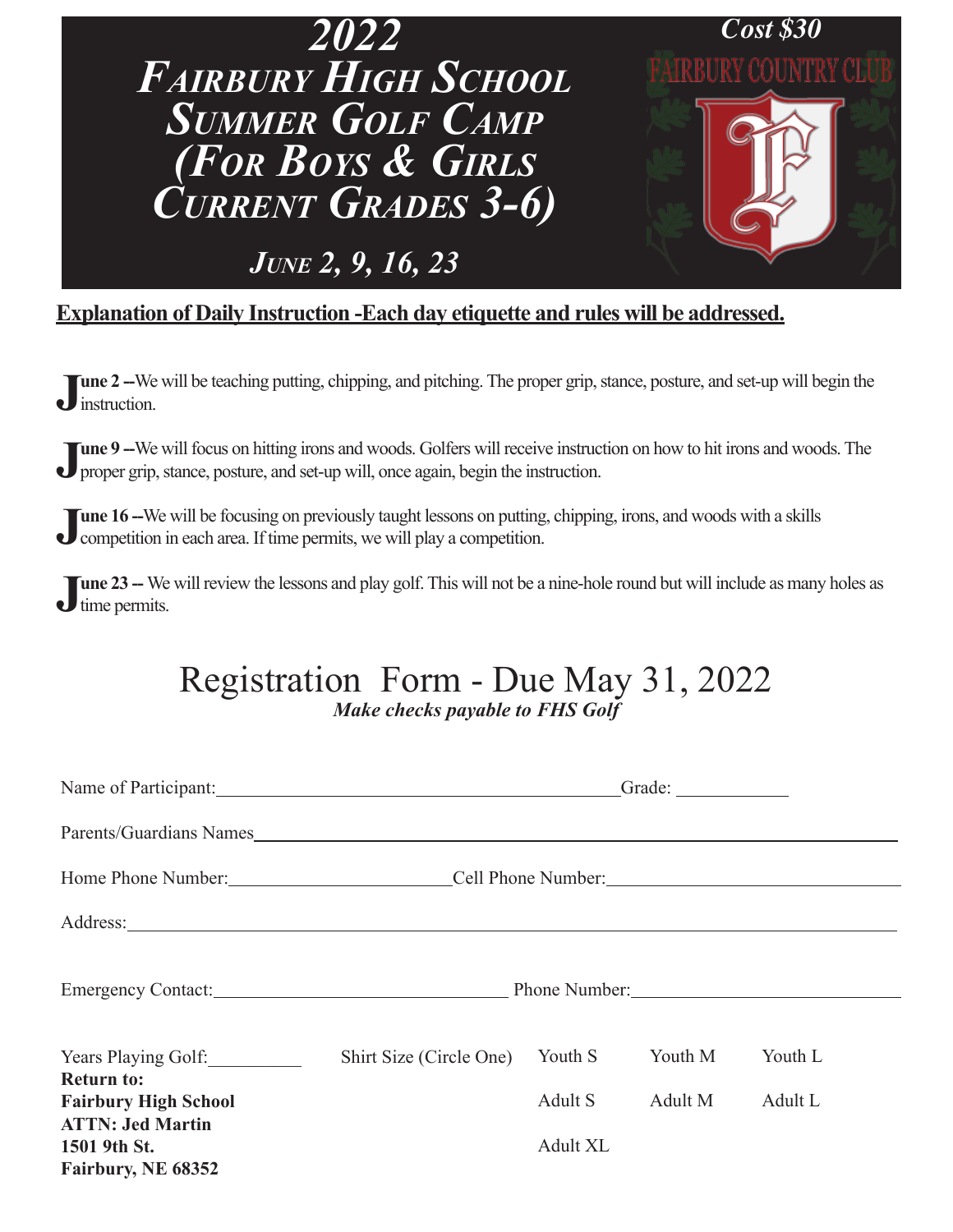# *2022 Fairbury High School Summer Golf Camp (For Boys & Girls Current Grades 3-6)*

***June 2, 9, 16, 23***

***Cost $30***

FAIRBURY COUNTRY CLUB

**Explanation of Daily Instruction -Each day etiquette and rules will be addressed.**

**June 2 --**We will be teaching putting, chipping, and pitching. The proper grip, stance, posture, and set-up will begin the instruction.

**June 9 --**We will focus on hitting irons and woods. Golfers will receive instruction on how to hit irons and woods. The proper grip, stance, posture, and set-up will, once again, begin the instruction.

**June 16 --**We will be focusing on previously taught lessons on putting, chipping, irons, and woods with a skills competition in each area. If time permits, we will play a competition.

**June 23 --** We will review the lessons and play golf. This will not be a nine-hole round but will include as many holes as time permits.

## Registration Form - Due May 31, 2022

***Make checks payable to FHS Golf***

Name of Participant:_______________________________ Grade: ___________

Parents/Guardians Names_______________________________________________

Home Phone Number:____________________ Cell Phone Number:________________________

Address:_______________________________________________________________

Emergency Contact:_________________________ Phone Number:________________________

Years Playing Golf:_________ Shirt Size (Circle One) Youth S Youth M Youth L Adult S Adult M Adult L Adult XL

**Return to:**
**Fairbury High School**
**ATTN: Jed Martin**
**1501 9th St.**
**Fairbury, NE 68352**